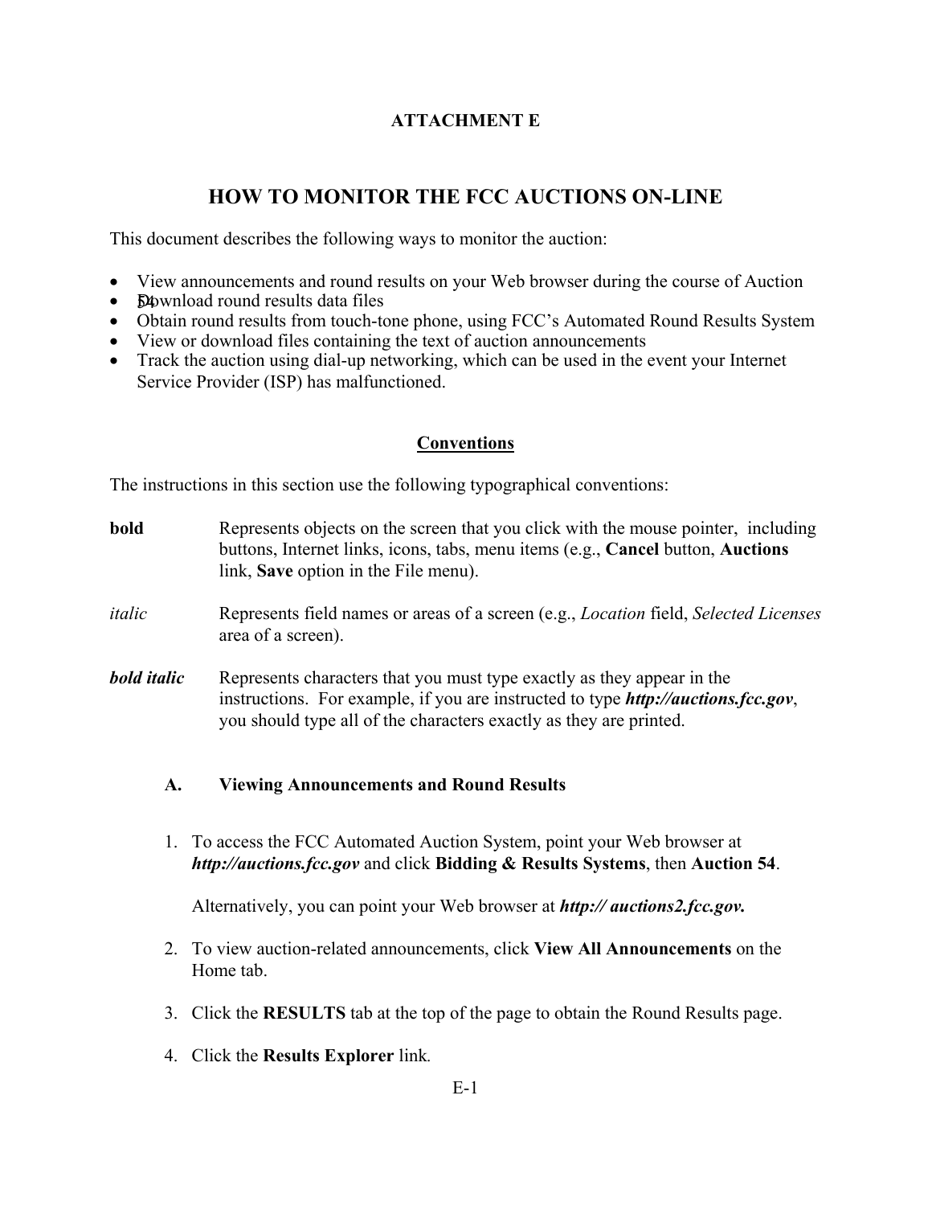**ATTACHMENT E**

# HOW TO MONITOR THE FCC AUCTIONS ON-LINE

This document describes the following ways to monitor the auction:

- View announcements and round results on your Web browser during the course of Auction 54
- Download round results data files
- Obtain round results from touch-tone phone, using FCC's Automated Round Results System
- View or download files containing the text of auction announcements
- Track the auction using dial-up networking, which can be used in the event your Internet Service Provider (ISP) has malfunctioned.

## Conventions

The instructions in this section use the following typographical conventions:

| | |
|---|---|
| **bold** | Represents objects on the screen that you click with the mouse pointer, including buttons, Internet links, icons, tabs, menu items (e.g., **Cancel** button, **Auctions** link, **Save** option in the File menu). |
| *italic* | Represents field names or areas of a screen (e.g., *Location* field, *Selected Licenses* area of a screen). |
| ***bold italic*** | Represents characters that you must type exactly as they appear in the instructions. For example, if you are instructed to type ***http://auctions.fcc.gov***, you should type all of the characters exactly as they are printed. |

### A. Viewing Announcements and Round Results

1. To access the FCC Automated Auction System, point your Web browser at ***http://auctions.fcc.gov*** and click **Bidding & Results Systems**, then **Auction 54**.

   Alternatively, you can point your Web browser at ***http:// auctions2.fcc.gov.***

2. To view auction-related announcements, click **View All Announcements** on the Home tab.

3. Click the **RESULTS** tab at the top of the page to obtain the Round Results page.

4. Click the **Results Explorer** link.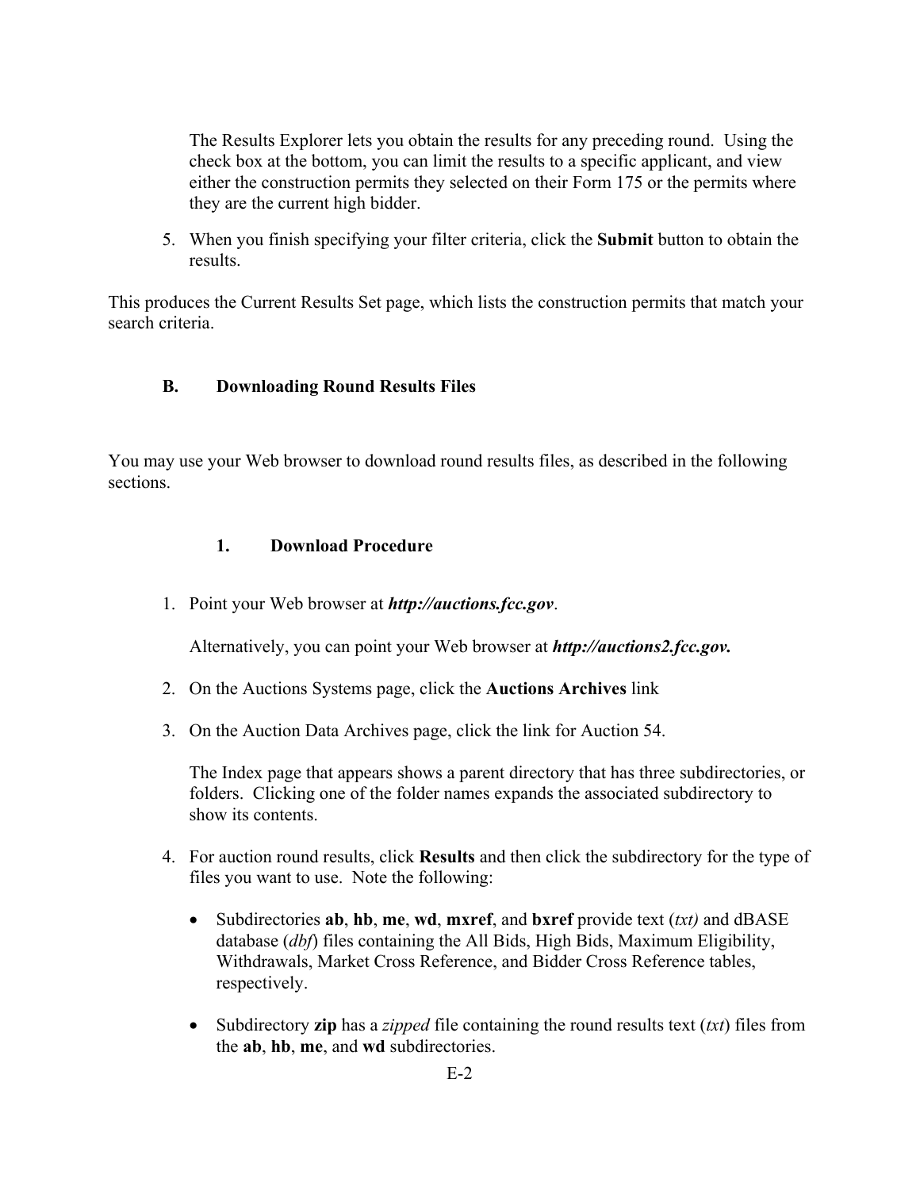The Results Explorer lets you obtain the results for any preceding round. Using the check box at the bottom, you can limit the results to a specific applicant, and view either the construction permits they selected on their Form 175 or the permits where they are the current high bidder.

5. When you finish specifying your filter criteria, click the **Submit** button to obtain the results.

This produces the Current Results Set page, which lists the construction permits that match your search criteria.

## B. Downloading Round Results Files

You may use your Web browser to download round results files, as described in the following sections.

### 1. Download Procedure

1. Point your Web browser at ***http://auctions.fcc.gov***.

   Alternatively, you can point your Web browser at ***http://auctions2.fcc.gov.***

2. On the Auctions Systems page, click the **Auctions Archives** link

3. On the Auction Data Archives page, click the link for Auction 54.

   The Index page that appears shows a parent directory that has three subdirectories, or folders. Clicking one of the folder names expands the associated subdirectory to show its contents.

4. For auction round results, click **Results** and then click the subdirectory for the type of files you want to use. Note the following:

   - Subdirectories **ab**, **hb**, **me**, **wd**, **mxref**, and **bxref** provide text (*txt)* and dBASE database (*dbf*) files containing the All Bids, High Bids, Maximum Eligibility, Withdrawals, Market Cross Reference, and Bidder Cross Reference tables, respectively.

   - Subdirectory **zip** has a *zipped* file containing the round results text (*txt*) files from the **ab**, **hb**, **me**, and **wd** subdirectories.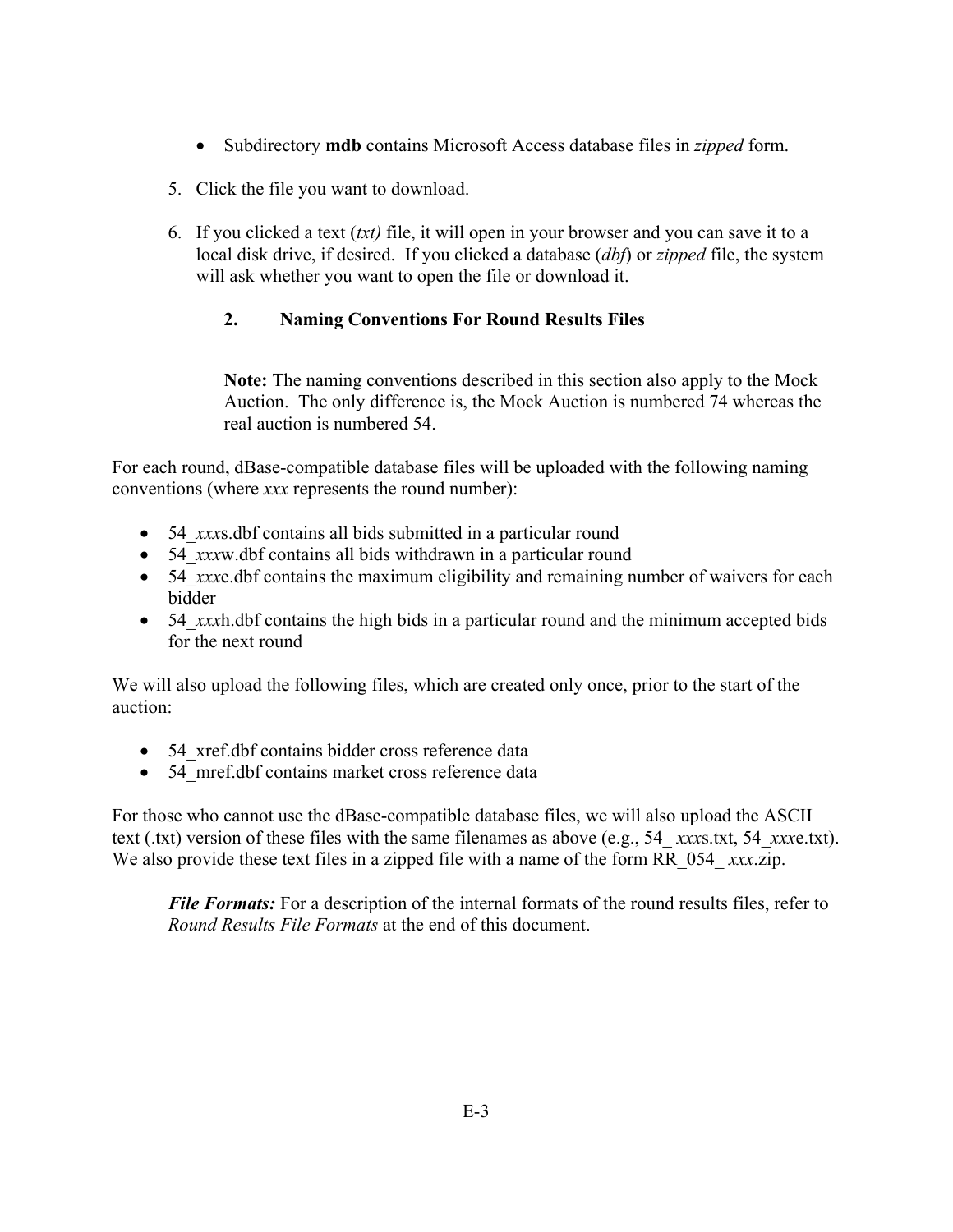- Subdirectory **mdb** contains Microsoft Access database files in *zipped* form.

5. Click the file you want to download.

6. If you clicked a text (*txt)* file, it will open in your browser and you can save it to a local disk drive, if desired. If you clicked a database (*dbf*) or *zipped* file, the system will ask whether you want to open the file or download it.

### 2. Naming Conventions For Round Results Files

> **Note:** The naming conventions described in this section also apply to the Mock Auction. The only difference is, the Mock Auction is numbered 74 whereas the real auction is numbered 54.

For each round, dBase-compatible database files will be uploaded with the following naming conventions (where *xxx* represents the round number):

- 54_*xxx*s.dbf contains all bids submitted in a particular round
- 54_*xxx*w.dbf contains all bids withdrawn in a particular round
- 54_*xxx*e.dbf contains the maximum eligibility and remaining number of waivers for each bidder
- 54_*xxx*h.dbf contains the high bids in a particular round and the minimum accepted bids for the next round

We will also upload the following files, which are created only once, prior to the start of the auction:

- 54_xref.dbf contains bidder cross reference data
- 54_mref.dbf contains market cross reference data

For those who cannot use the dBase-compatible database files, we will also upload the ASCII text (.txt) version of these files with the same filenames as above (e.g., 54_ *xxx*s.txt, 54_*xxx*e.txt). We also provide these text files in a zipped file with a name of the form RR_054_ *xxx*.zip.

> ***File Formats:*** For a description of the internal formats of the round results files, refer to *Round Results File Formats* at the end of this document.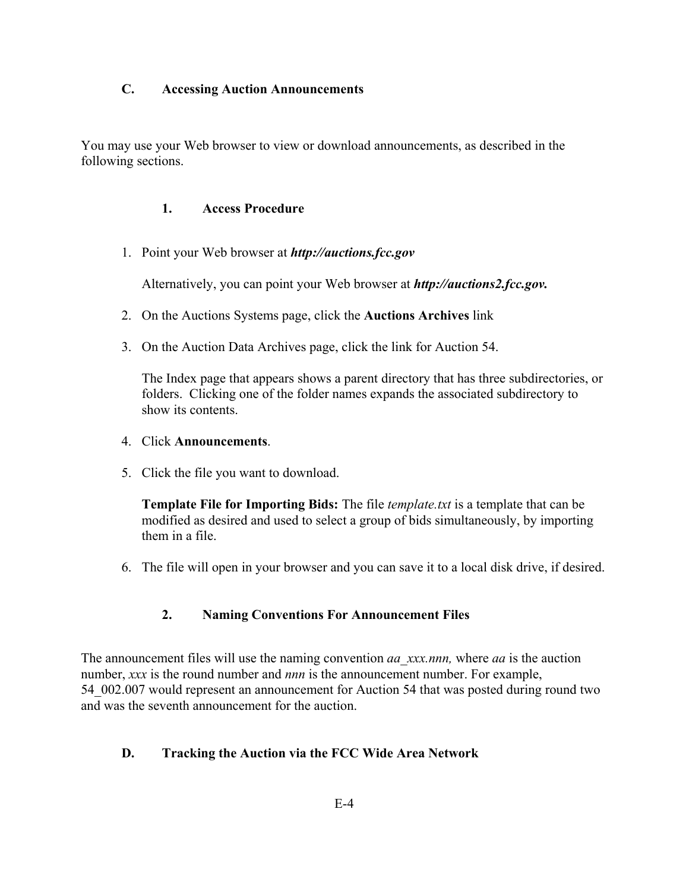## C. Accessing Auction Announcements

You may use your Web browser to view or download announcements, as described in the following sections.

### 1. Access Procedure

1. Point your Web browser at ***http://auctions.fcc.gov***

   Alternatively, you can point your Web browser at ***http://auctions2.fcc.gov.***

2. On the Auctions Systems page, click the **Auctions Archives** link

3. On the Auction Data Archives page, click the link for Auction 54.

   The Index page that appears shows a parent directory that has three subdirectories, or folders. Clicking one of the folder names expands the associated subdirectory to show its contents.

4. Click **Announcements**.

5. Click the file you want to download.

   **Template File for Importing Bids:** The file *template.txt* is a template that can be modified as desired and used to select a group of bids simultaneously, by importing them in a file.

6. The file will open in your browser and you can save it to a local disk drive, if desired.

### 2. Naming Conventions For Announcement Files

The announcement files will use the naming convention *aa_xxx.nnn,* where *aa* is the auction number, *xxx* is the round number and *nnn* is the announcement number. For example, 54_002.007 would represent an announcement for Auction 54 that was posted during round two and was the seventh announcement for the auction.

## D. Tracking the Auction via the FCC Wide Area Network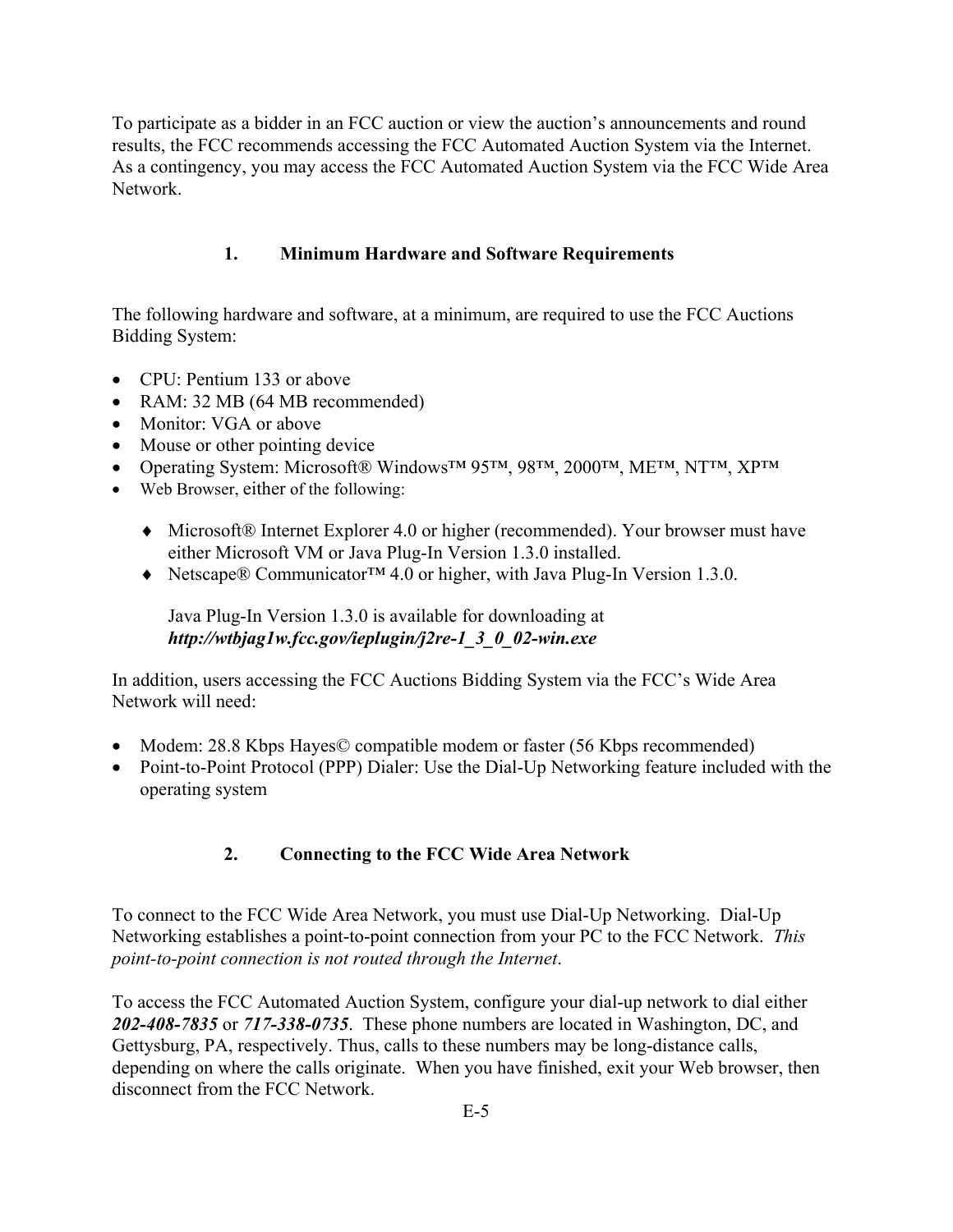To participate as a bidder in an FCC auction or view the auction's announcements and round results, the FCC recommends accessing the FCC Automated Auction System via the Internet. As a contingency, you may access the FCC Automated Auction System via the FCC Wide Area Network.

### 1. Minimum Hardware and Software Requirements

The following hardware and software, at a minimum, are required to use the FCC Auctions Bidding System:

- CPU: Pentium 133 or above
- RAM: 32 MB (64 MB recommended)
- Monitor: VGA or above
- Mouse or other pointing device
- Operating System: Microsoft® Windows™ 95™, 98™, 2000™, ME™, NT™, XP™
- Web Browser, either of the following:
    - ♦ Microsoft® Internet Explorer 4.0 or higher (recommended). Your browser must have either Microsoft VM or Java Plug-In Version 1.3.0 installed.
    - ♦ Netscape® Communicator™ 4.0 or higher, with Java Plug-In Version 1.3.0.

    Java Plug-In Version 1.3.0 is available for downloading at ***http://wtbjag1w.fcc.gov/ieplugin/j2re-1_3_0_02-win.exe***

In addition, users accessing the FCC Auctions Bidding System via the FCC's Wide Area Network will need:

- Modem: 28.8 Kbps Hayes© compatible modem or faster (56 Kbps recommended)
- Point-to-Point Protocol (PPP) Dialer: Use the Dial-Up Networking feature included with the operating system

### 2. Connecting to the FCC Wide Area Network

To connect to the FCC Wide Area Network, you must use Dial-Up Networking. Dial-Up Networking establishes a point-to-point connection from your PC to the FCC Network. *This point-to-point connection is not routed through the Internet*.

To access the FCC Automated Auction System, configure your dial-up network to dial either ***202-408-7835*** or ***717-338-0735***. These phone numbers are located in Washington, DC, and Gettysburg, PA, respectively. Thus, calls to these numbers may be long-distance calls, depending on where the calls originate. When you have finished, exit your Web browser, then disconnect from the FCC Network.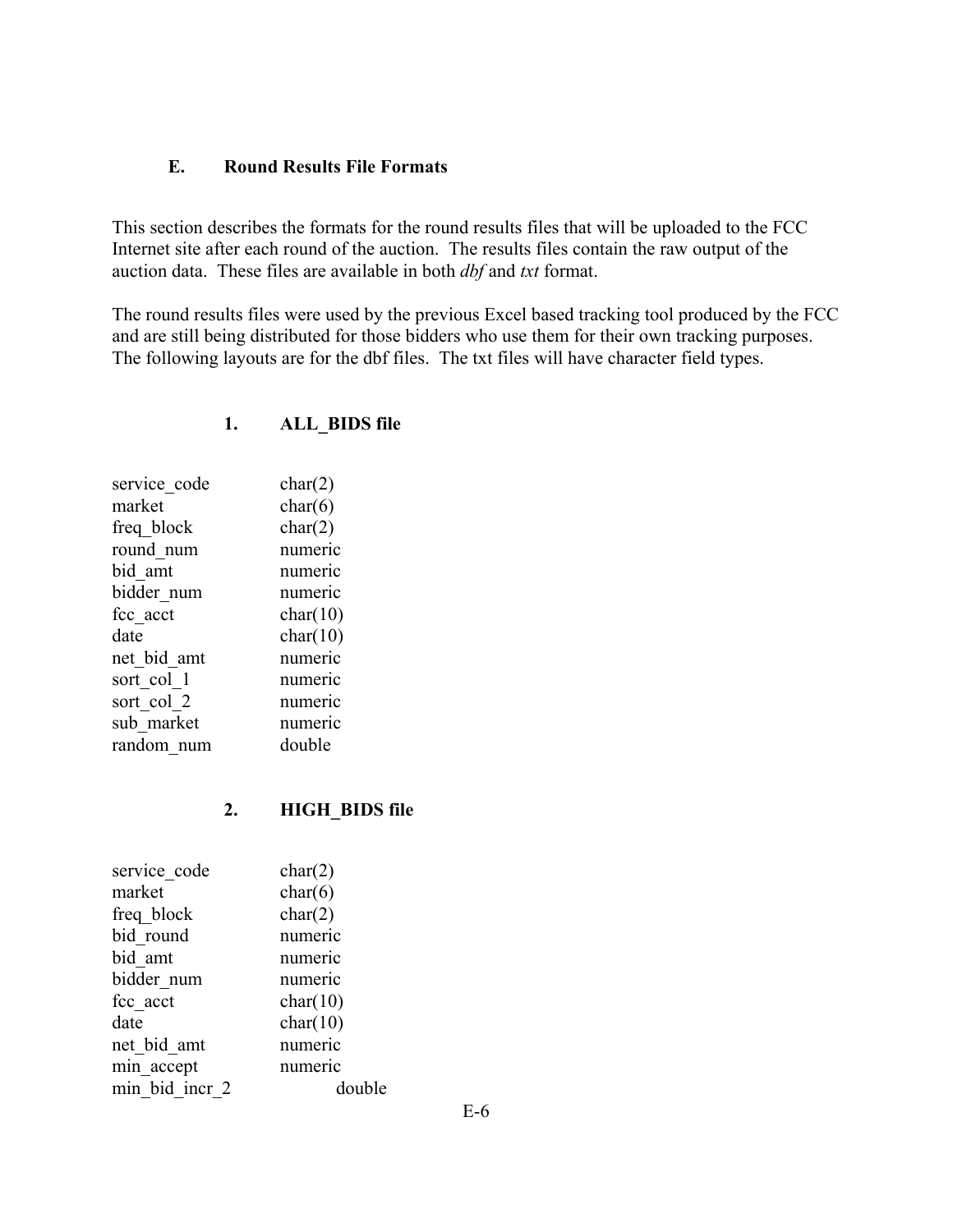### E. Round Results File Formats

This section describes the formats for the round results files that will be uploaded to the FCC Internet site after each round of the auction. The results files contain the raw output of the auction data. These files are available in both *dbf* and *txt* format.

The round results files were used by the previous Excel based tracking tool produced by the FCC and are still being distributed for those bidders who use them for their own tracking purposes. The following layouts are for the dbf files. The txt files will have character field types.

#### 1. ALL_BIDS file

| | |
|---|---|
| service_code | char(2) |
| market | char(6) |
| freq_block | char(2) |
| round_num | numeric |
| bid_amt | numeric |
| bidder_num | numeric |
| fcc_acct | char(10) |
| date | char(10) |
| net_bid_amt | numeric |
| sort_col_1 | numeric |
| sort_col_2 | numeric |
| sub_market | numeric |
| random_num | double |

#### 2. HIGH_BIDS file

| | |
|---|---|
| service_code | char(2) |
| market | char(6) |
| freq_block | char(2) |
| bid_round | numeric |
| bid_amt | numeric |
| bidder_num | numeric |
| fcc_acct | char(10) |
| date | char(10) |
| net_bid_amt | numeric |
| min_accept | numeric |
| min_bid_incr_2 | double |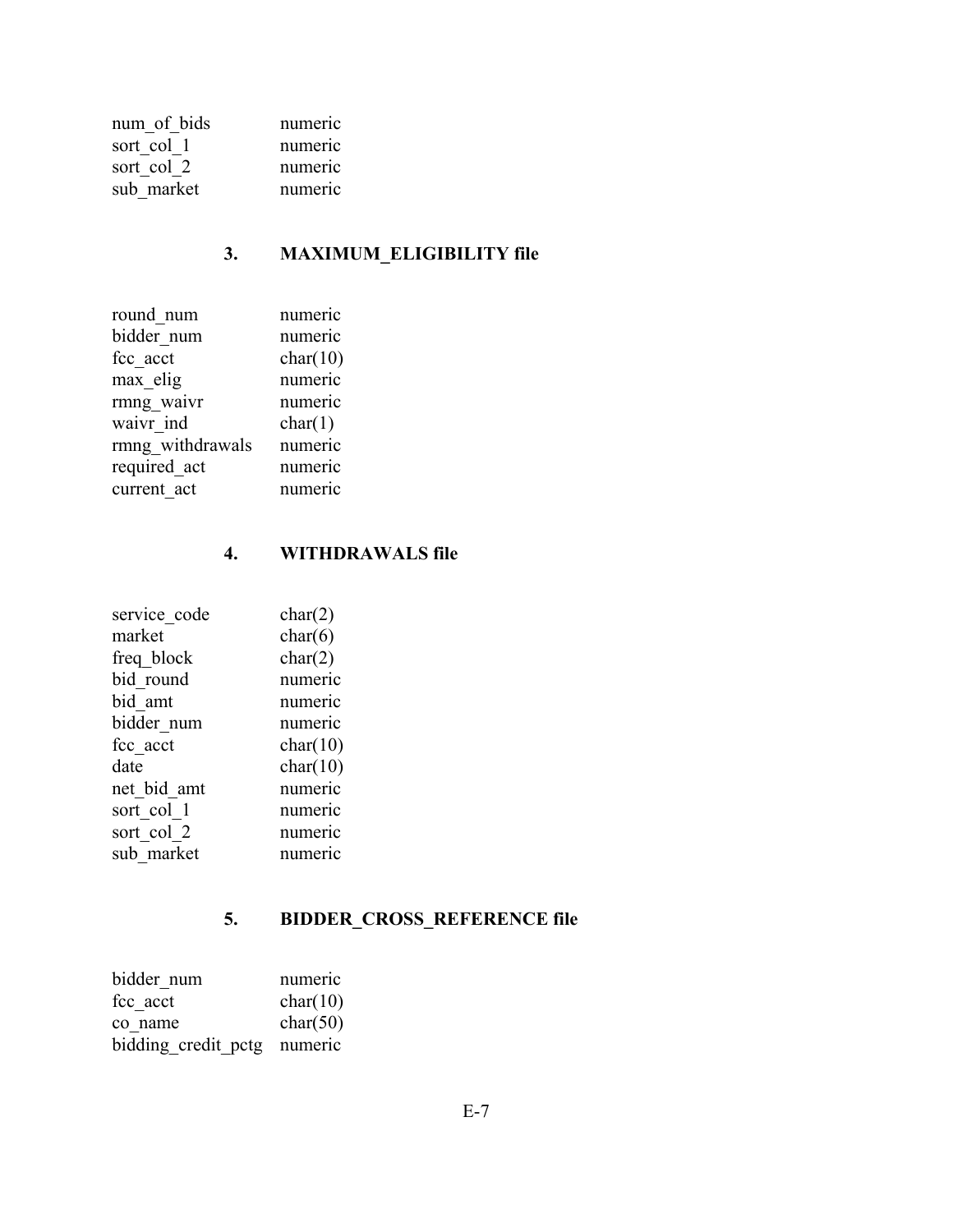| | |
|---|---|
| num_of_bids | numeric |
| sort_col_1 | numeric |
| sort_col_2 | numeric |
| sub_market | numeric |

### 3. MAXIMUM_ELIGIBILITY file

| | |
|---|---|
| round_num | numeric |
| bidder_num | numeric |
| fcc_acct | char(10) |
| max_elig | numeric |
| rmng_waivr | numeric |
| waivr_ind | char(1) |
| rmng_withdrawals | numeric |
| required_act | numeric |
| current_act | numeric |

### 4. WITHDRAWALS file

| | |
|---|---|
| service_code | char(2) |
| market | char(6) |
| freq_block | char(2) |
| bid_round | numeric |
| bid_amt | numeric |
| bidder_num | numeric |
| fcc_acct | char(10) |
| date | char(10) |
| net_bid_amt | numeric |
| sort_col_1 | numeric |
| sort_col_2 | numeric |
| sub_market | numeric |

### 5. BIDDER_CROSS_REFERENCE file

| | |
|---|---|
| bidder_num | numeric |
| fcc_acct | char(10) |
| co_name | char(50) |
| bidding_credit_pctg | numeric |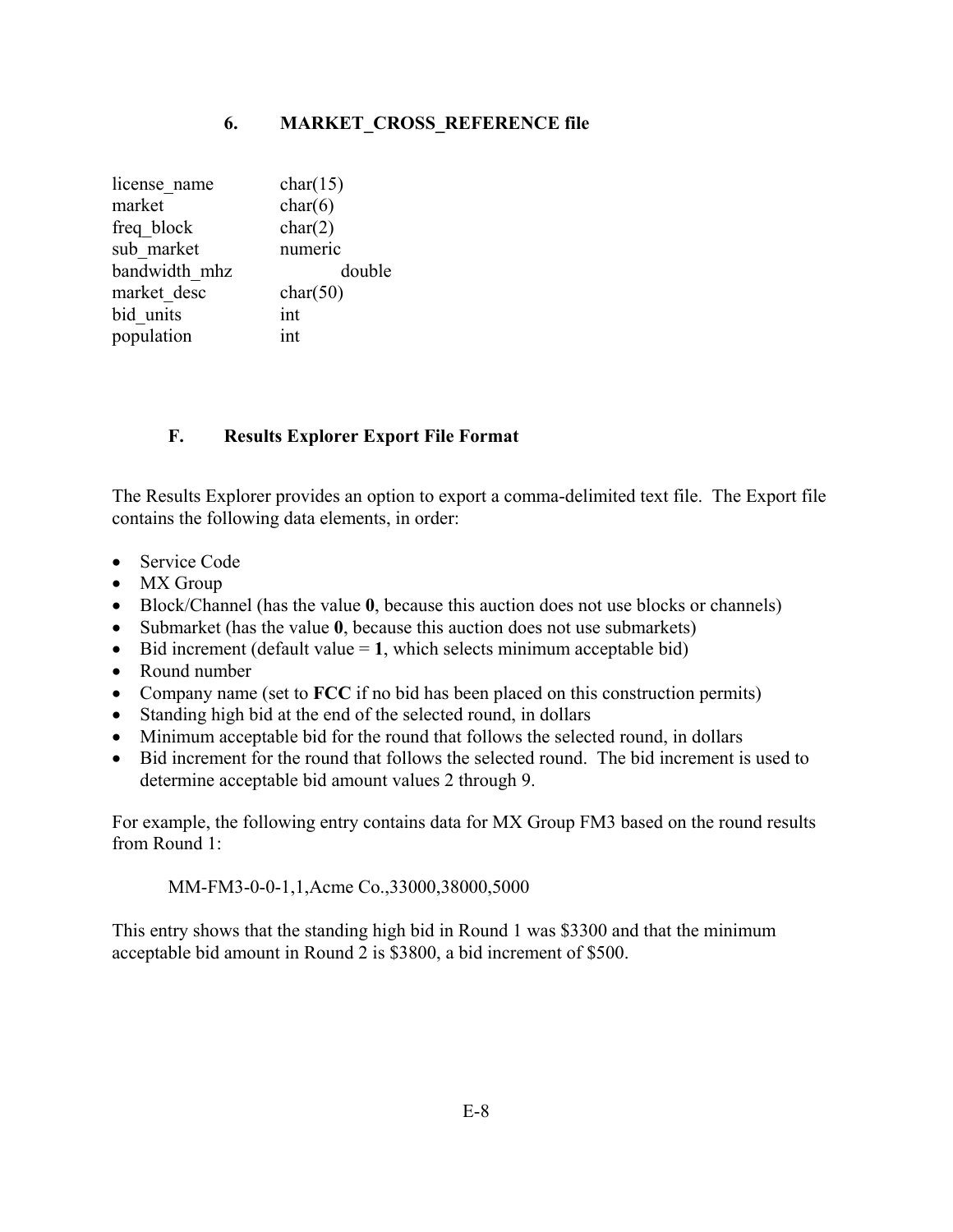### 6. MARKET_CROSS_REFERENCE file

| | |
|---|---|
| license_name | char(15) |
| market | char(6) |
| freq_block | char(2) |
| sub_market | numeric |
| bandwidth_mhz | double |
| market_desc | char(50) |
| bid_units | int |
| population | int |

## F. Results Explorer Export File Format

The Results Explorer provides an option to export a comma-delimited text file. The Export file contains the following data elements, in order:

- Service Code
- MX Group
- Block/Channel (has the value **0**, because this auction does not use blocks or channels)
- Submarket (has the value **0**, because this auction does not use submarkets)
- Bid increment (default value = **1**, which selects minimum acceptable bid)
- Round number
- Company name (set to **FCC** if no bid has been placed on this construction permits)
- Standing high bid at the end of the selected round, in dollars
- Minimum acceptable bid for the round that follows the selected round, in dollars
- Bid increment for the round that follows the selected round. The bid increment is used to determine acceptable bid amount values 2 through 9.

For example, the following entry contains data for MX Group FM3 based on the round results from Round 1:

```
MM-FM3-0-0-1,1,Acme Co.,33000,38000,5000
```

This entry shows that the standing high bid in Round 1 was $3300 and that the minimum acceptable bid amount in Round 2 is $3800, a bid increment of $500.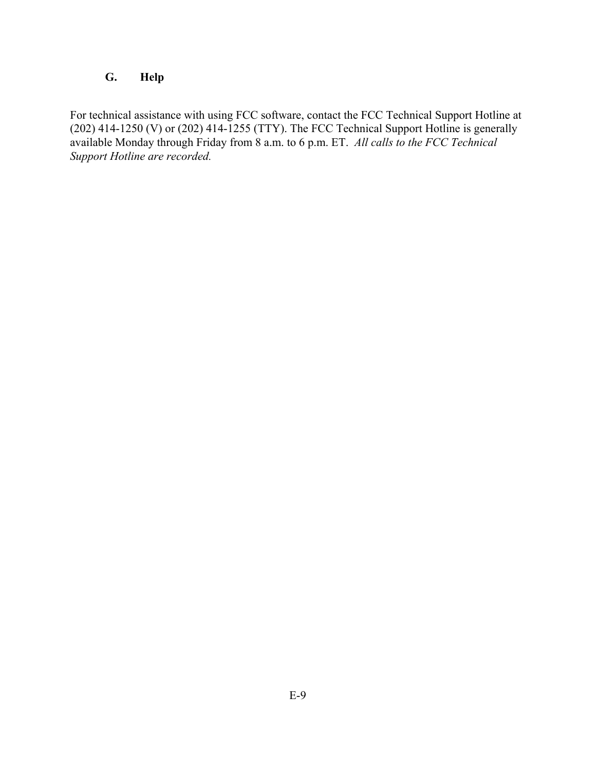### G. Help

For technical assistance with using FCC software, contact the FCC Technical Support Hotline at (202) 414-1250 (V) or (202) 414-1255 (TTY). The FCC Technical Support Hotline is generally available Monday through Friday from 8 a.m. to 6 p.m. ET. *All calls to the FCC Technical Support Hotline are recorded.*